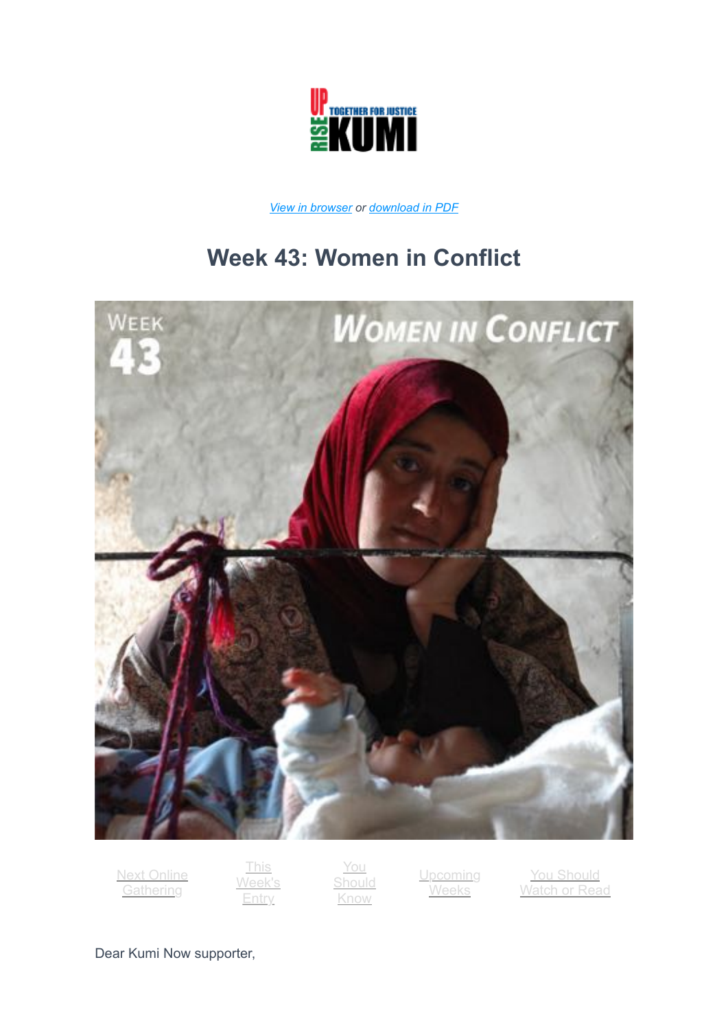UP RISE KUMI TOGETHER FOR JUSTICE

*View in browser* or *download in PDF*

# Week 43: Women in Conflict

Next Online Gathering | This Week's Entry | You Should Know | Upcoming Weeks | You Should Watch or Read

Dear Kumi Now supporter,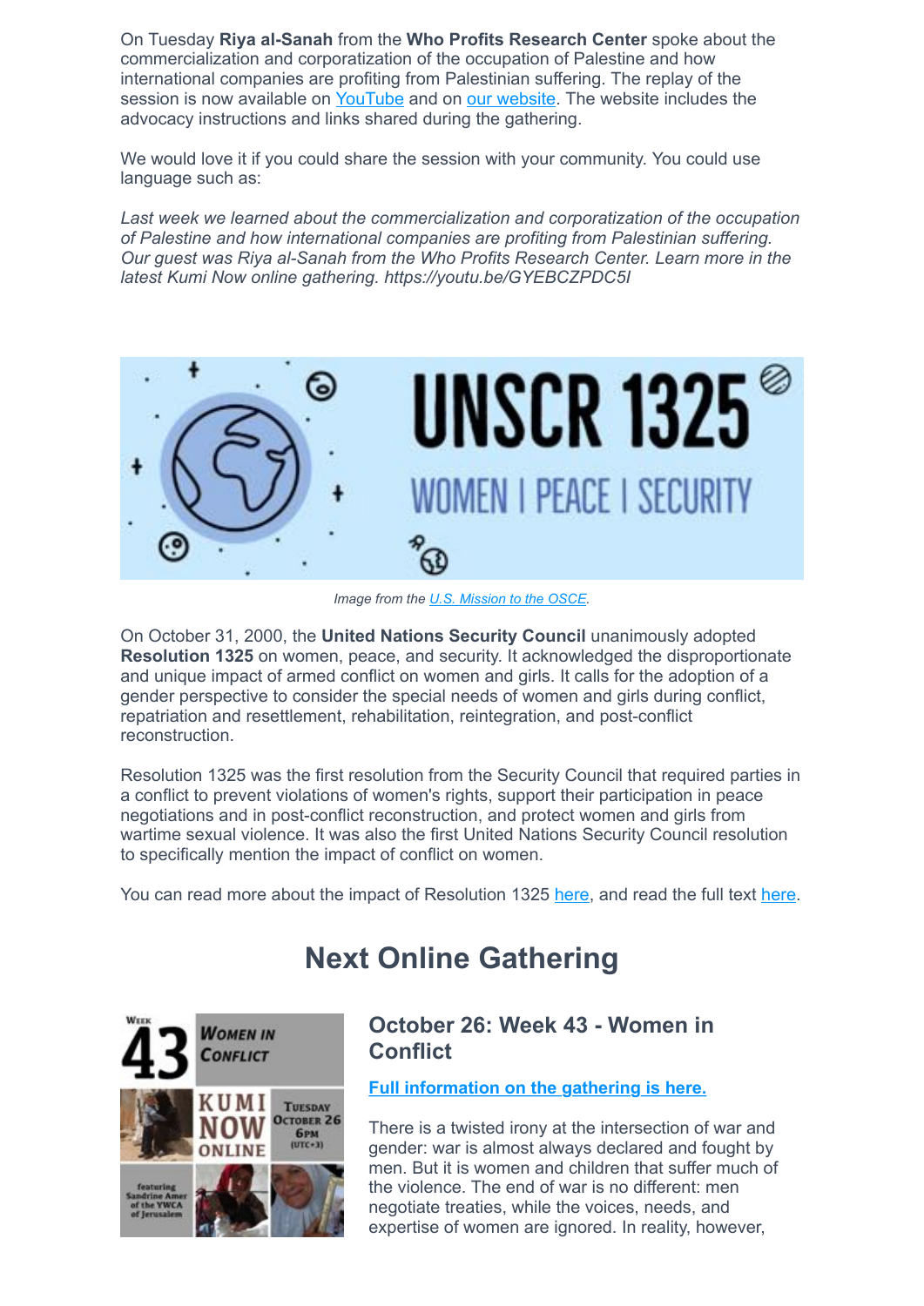On Tuesday **Riya al-Sanah** from the **Who Profits Research Center** spoke about the commercialization and corporatization of the occupation of Palestine and how international companies are profiting from Palestinian suffering. The replay of the session is now available on YouTube and on our website. The website includes the advocacy instructions and links shared during the gathering.

We would love it if you could share the session with your community. You could use language such as:

*Last week we learned about the commercialization and corporatization of the occupation of Palestine and how international companies are profiting from Palestinian suffering. Our guest was Riya al-Sanah from the Who Profits Research Center. Learn more in the latest Kumi Now online gathering. https://youtu.be/GYEBCZPDC5I*

*Image from the U.S. Mission to the OSCE.*

On October 31, 2000, the **United Nations Security Council** unanimously adopted **Resolution 1325** on women, peace, and security. It acknowledged the disproportionate and unique impact of armed conflict on women and girls. It calls for the adoption of a gender perspective to consider the special needs of women and girls during conflict, repatriation and resettlement, rehabilitation, reintegration, and post-conflict reconstruction.

Resolution 1325 was the first resolution from the Security Council that required parties in a conflict to prevent violations of women's rights, support their participation in peace negotiations and in post-conflict reconstruction, and protect women and girls from wartime sexual violence. It was also the first United Nations Security Council resolution to specifically mention the impact of conflict on women.

You can read more about the impact of Resolution 1325 here, and read the full text here.

## Next Online Gathering

### October 26: Week 43 - Women in Conflict

**Full information on the gathering is here.**

There is a twisted irony at the intersection of war and gender: war is almost always declared and fought by men. But it is women and children that suffer much of the violence. The end of war is no different: men negotiate treaties, while the voices, needs, and expertise of women are ignored. In reality, however,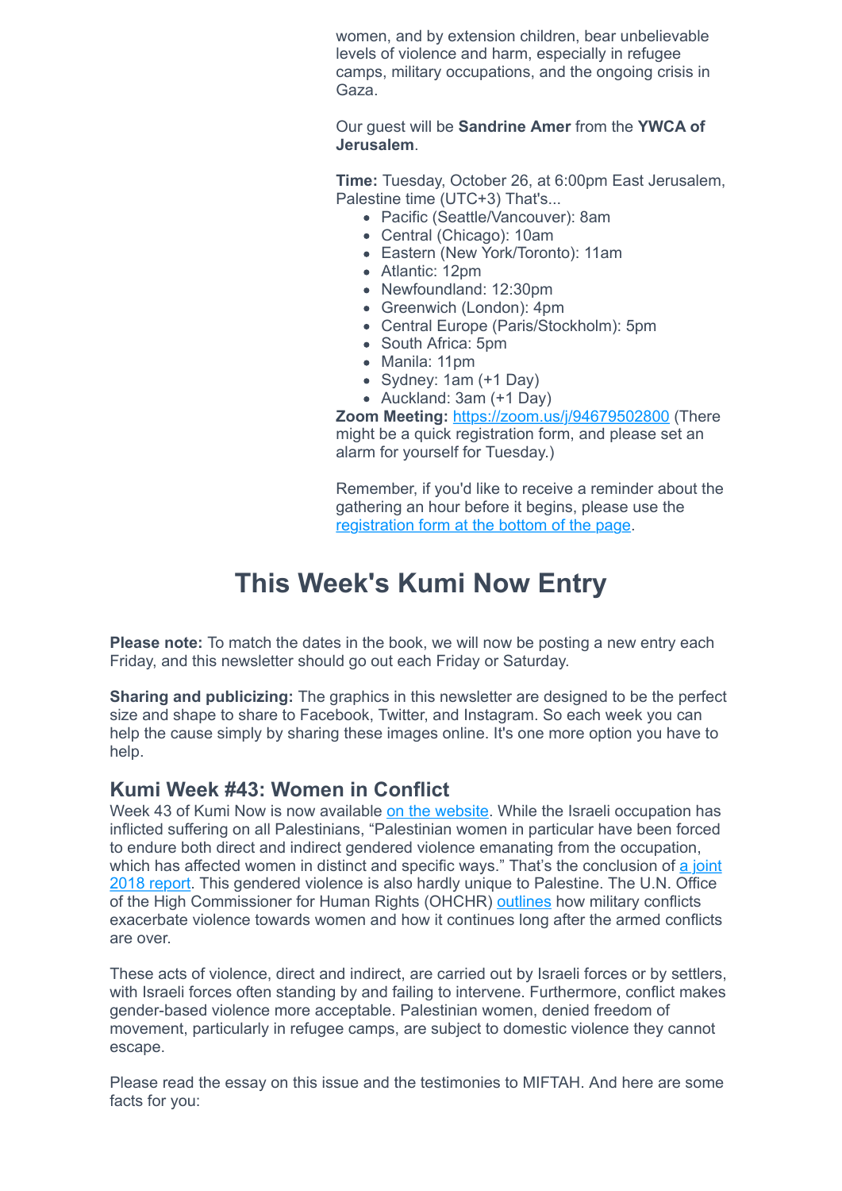women, and by extension children, bear unbelievable levels of violence and harm, especially in refugee camps, military occupations, and the ongoing crisis in Gaza.

Our guest will be **Sandrine Amer** from the **YWCA of Jerusalem**.

**Time:** Tuesday, October 26, at 6:00pm East Jerusalem, Palestine time (UTC+3) That's...

- Pacific (Seattle/Vancouver): 8am
- Central (Chicago): 10am
- Eastern (New York/Toronto): 11am
- Atlantic: 12pm
- Newfoundland: 12:30pm
- Greenwich (London): 4pm
- Central Europe (Paris/Stockholm): 5pm
- South Africa: 5pm
- Manila: 11pm
- Sydney: 1am (+1 Day)
- Auckland: 3am (+1 Day)

**Zoom Meeting:** https://zoom.us/j/94679502800 (There might be a quick registration form, and please set an alarm for yourself for Tuesday.)

Remember, if you'd like to receive a reminder about the gathering an hour before it begins, please use the registration form at the bottom of the page.

# This Week's Kumi Now Entry

**Please note:** To match the dates in the book, we will now be posting a new entry each Friday, and this newsletter should go out each Friday or Saturday.

**Sharing and publicizing:** The graphics in this newsletter are designed to be the perfect size and shape to share to Facebook, Twitter, and Instagram. So each week you can help the cause simply by sharing these images online. It's one more option you have to help.

## Kumi Week #43: Women in Conflict

Week 43 of Kumi Now is now available on the website. While the Israeli occupation has inflicted suffering on all Palestinians, "Palestinian women in particular have been forced to endure both direct and indirect gendered violence emanating from the occupation, which has affected women in distinct and specific ways." That's the conclusion of a joint 2018 report. This gendered violence is also hardly unique to Palestine. The U.N. Office of the High Commissioner for Human Rights (OHCHR) outlines how military conflicts exacerbate violence towards women and how it continues long after the armed conflicts are over.

These acts of violence, direct and indirect, are carried out by Israeli forces or by settlers, with Israeli forces often standing by and failing to intervene. Furthermore, conflict makes gender-based violence more acceptable. Palestinian women, denied freedom of movement, particularly in refugee camps, are subject to domestic violence they cannot escape.

Please read the essay on this issue and the testimonies to MIFTAH. And here are some facts for you: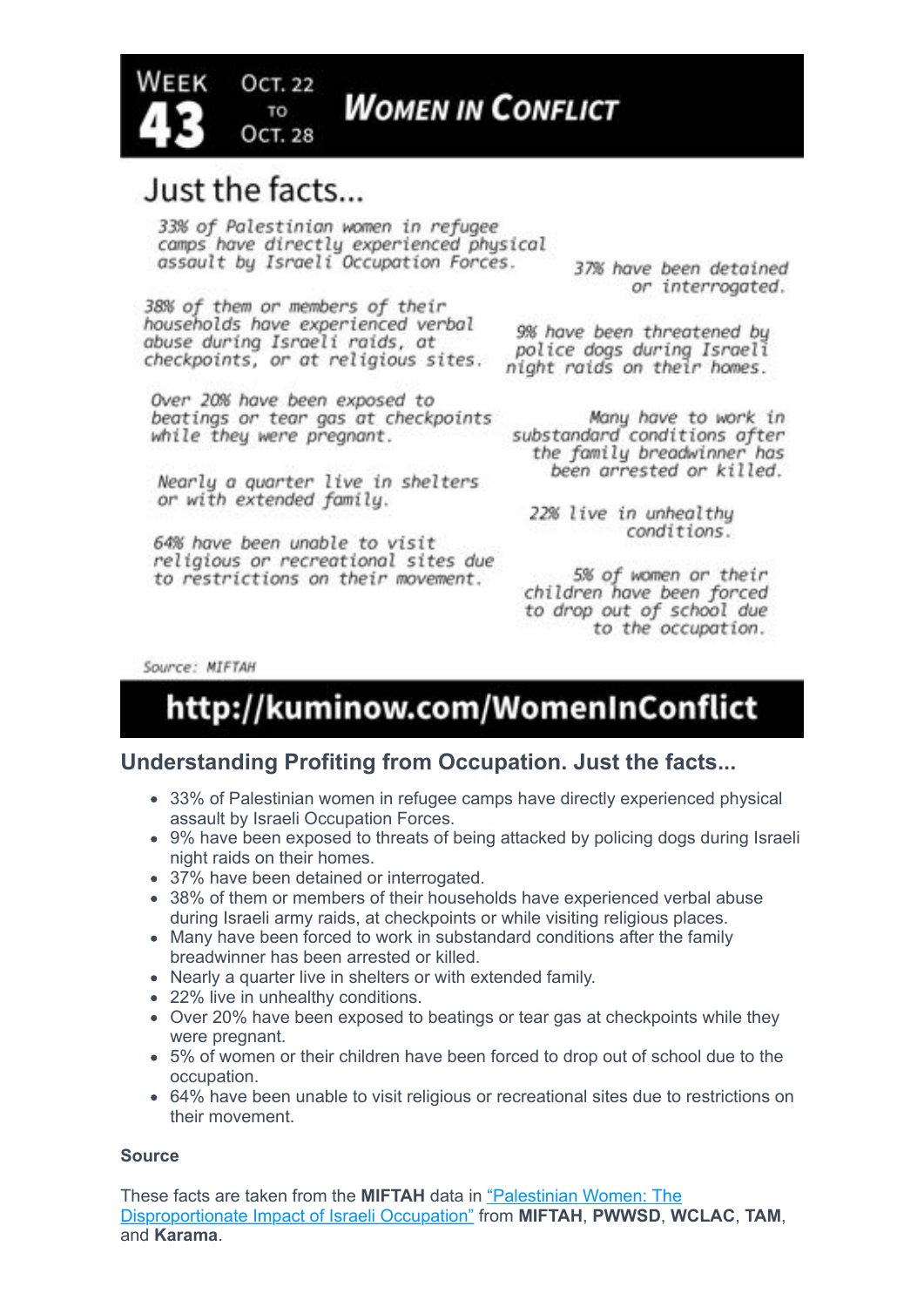# WEEK 43 OCT. 22 TO OCT. 28 — WOMEN IN CONFLICT

## Just the facts...

33% of Palestinian women in refugee camps have directly experienced physical assault by Israeli Occupation Forces.

38% of them or members of their households have experienced verbal abuse during Israeli raids, at checkpoints, or at religious sites.

Over 20% have been exposed to beatings or tear gas at checkpoints while they were pregnant.

Nearly a quarter live in shelters or with extended family.

64% have been unable to visit religious or recreational sites due to restrictions on their movement.

37% have been detained or interrogated.

9% have been threatened by police dogs during Israeli night raids on their homes.

Many have to work in substandard conditions after the family breadwinner has been arrested or killed.

22% live in unhealthy conditions.

5% of women or their children have been forced to drop out of school due to the occupation.

Source: MIFTAH

**http://kuminow.com/WomenInConflict**

## Understanding Profiting from Occupation. Just the facts...

- 33% of Palestinian women in refugee camps have directly experienced physical assault by Israeli Occupation Forces.
- 9% have been exposed to threats of being attacked by policing dogs during Israeli night raids on their homes.
- 37% have been detained or interrogated.
- 38% of them or members of their households have experienced verbal abuse during Israeli army raids, at checkpoints or while visiting religious places.
- Many have been forced to work in substandard conditions after the family breadwinner has been arrested or killed.
- Nearly a quarter live in shelters or with extended family.
- 22% live in unhealthy conditions.
- Over 20% have been exposed to beatings or tear gas at checkpoints while they were pregnant.
- 5% of women or their children have been forced to drop out of school due to the occupation.
- 64% have been unable to visit religious or recreational sites due to restrictions on their movement.

### Source

These facts are taken from the **MIFTAH** data in "Palestinian Women: The Disproportionate Impact of Israeli Occupation" from **MIFTAH**, **PWWSD**, **WCLAC**, **TAM**, and **Karama**.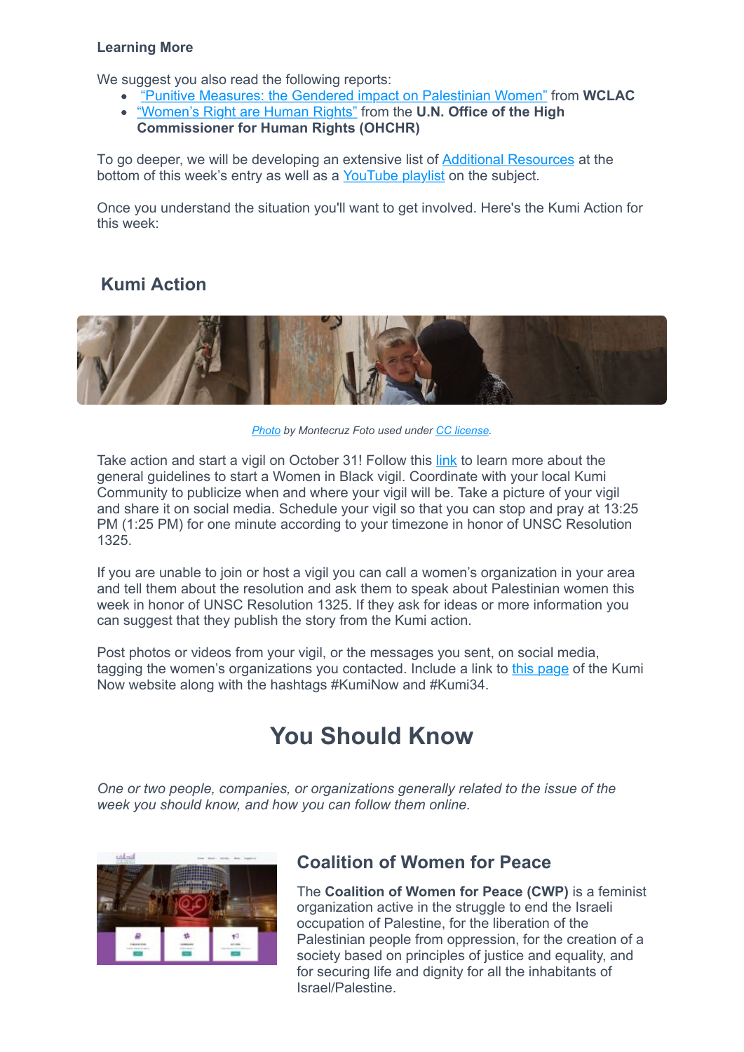**Learning More**

We suggest you also read the following reports:

- "Punitive Measures: the Gendered impact on Palestinian Women" from **WCLAC**
- "Women's Right are Human Rights" from the **U.N. Office of the High Commissioner for Human Rights (OHCHR)**

To go deeper, we will be developing an extensive list of Additional Resources at the bottom of this week's entry as well as a YouTube playlist on the subject.

Once you understand the situation you'll want to get involved. Here's the Kumi Action for this week:

## Kumi Action

*Photo by Montecruz Foto used under CC license.*

Take action and start a vigil on October 31! Follow this link to learn more about the general guidelines to start a Women in Black vigil. Coordinate with your local Kumi Community to publicize when and where your vigil will be. Take a picture of your vigil and share it on social media. Schedule your vigil so that you can stop and pray at 13:25 PM (1:25 PM) for one minute according to your timezone in honor of UNSC Resolution 1325.

If you are unable to join or host a vigil you can call a women's organization in your area and tell them about the resolution and ask them to speak about Palestinian women this week in honor of UNSC Resolution 1325. If they ask for ideas or more information you can suggest that they publish the story from the Kumi action.

Post photos or videos from your vigil, or the messages you sent, on social media, tagging the women's organizations you contacted. Include a link to this page of the Kumi Now website along with the hashtags #KumiNow and #Kumi34.

# You Should Know

*One or two people, companies, or organizations generally related to the issue of the week you should know, and how you can follow them online.*

## Coalition of Women for Peace

The **Coalition of Women for Peace (CWP)** is a feminist organization active in the struggle to end the Israeli occupation of Palestine, for the liberation of the Palestinian people from oppression, for the creation of a society based on principles of justice and equality, and for securing life and dignity for all the inhabitants of Israel/Palestine.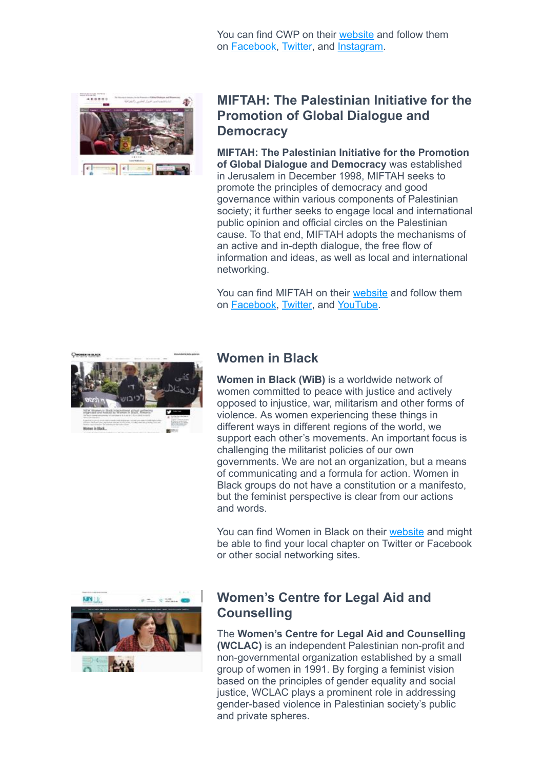You can find CWP on their website and follow them on Facebook, Twitter, and Instagram.

## MIFTAH: The Palestinian Initiative for the Promotion of Global Dialogue and Democracy

**MIFTAH: The Palestinian Initiative for the Promotion of Global Dialogue and Democracy** was established in Jerusalem in December 1998, MIFTAH seeks to promote the principles of democracy and good governance within various components of Palestinian society; it further seeks to engage local and international public opinion and official circles on the Palestinian cause. To that end, MIFTAH adopts the mechanisms of an active and in-depth dialogue, the free flow of information and ideas, as well as local and international networking.

You can find MIFTAH on their website and follow them on Facebook, Twitter, and YouTube.

## Women in Black

**Women in Black (WiB)** is a worldwide network of women committed to peace with justice and actively opposed to injustice, war, militarism and other forms of violence. As women experiencing these things in different ways in different regions of the world, we support each other's movements. An important focus is challenging the militarist policies of our own governments. We are not an organization, but a means of communicating and a formula for action. Women in Black groups do not have a constitution or a manifesto, but the feminist perspective is clear from our actions and words.

You can find Women in Black on their website and might be able to find your local chapter on Twitter or Facebook or other social networking sites.

## Women's Centre for Legal Aid and Counselling

The **Women's Centre for Legal Aid and Counselling (WCLAC)** is an independent Palestinian non-profit and non-governmental organization established by a small group of women in 1991. By forging a feminist vision based on the principles of gender equality and social justice, WCLAC plays a prominent role in addressing gender-based violence in Palestinian society's public and private spheres.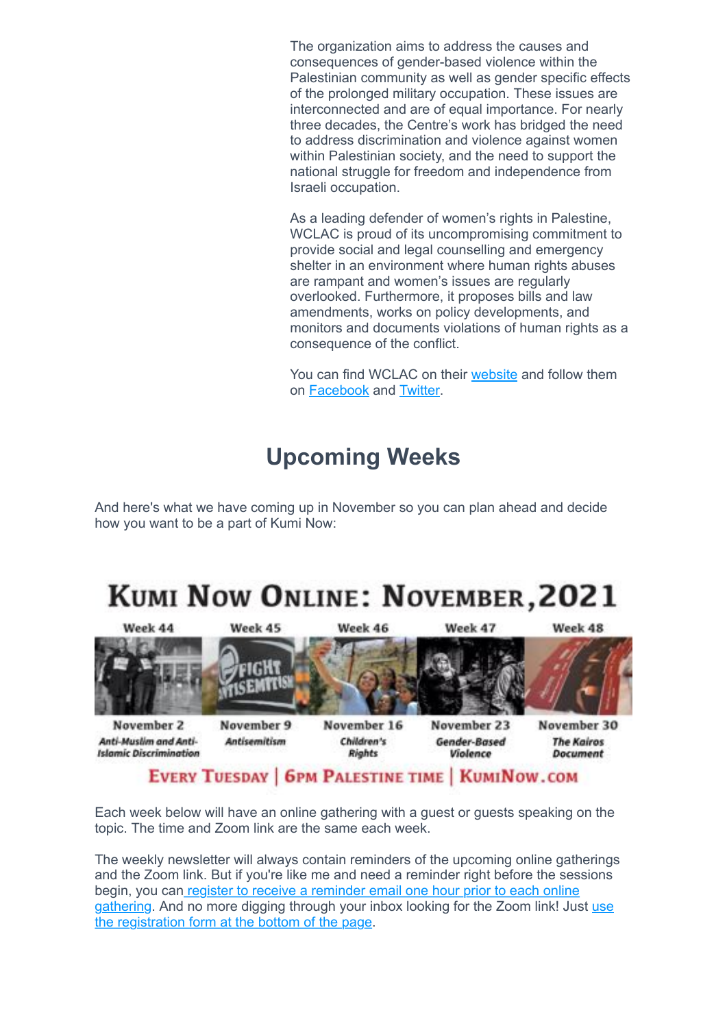The organization aims to address the causes and consequences of gender-based violence within the Palestinian community as well as gender specific effects of the prolonged military occupation. These issues are interconnected and are of equal importance. For nearly three decades, the Centre's work has bridged the need to address discrimination and violence against women within Palestinian society, and the need to support the national struggle for freedom and independence from Israeli occupation.

As a leading defender of women's rights in Palestine, WCLAC is proud of its uncompromising commitment to provide social and legal counselling and emergency shelter in an environment where human rights abuses are rampant and women's issues are regularly overlooked. Furthermore, it proposes bills and law amendments, works on policy developments, and monitors and documents violations of human rights as a consequence of the conflict.

You can find WCLAC on their [website]() and follow them on [Facebook]() and [Twitter]().

## Upcoming Weeks

And here's what we have coming up in November so you can plan ahead and decide how you want to be a part of Kumi Now:

**KUMI NOW ONLINE: NOVEMBER, 2021**

| Week 44 | Week 45 | Week 46 | Week 47 | Week 48 |
|---|---|---|---|---|
| November 2 | November 9 | November 16 | November 23 | November 30 |
| *Anti-Muslim and Anti-Islamic Discrimination* | *Antisemitism* | *Children's Rights* | *Gender-Based Violence* | *The Kairos Document* |

**EVERY TUESDAY | 6PM PALESTINE TIME | KUMINOW.COM**

Each week below will have an online gathering with a guest or guests speaking on the topic. The time and Zoom link are the same each week.

The weekly newsletter will always contain reminders of the upcoming online gatherings and the Zoom link. But if you're like me and need a reminder right before the sessions begin, you can [register to receive a reminder email one hour prior to each online gathering](). And no more digging through your inbox looking for the Zoom link! Just [use the registration form at the bottom of the page]().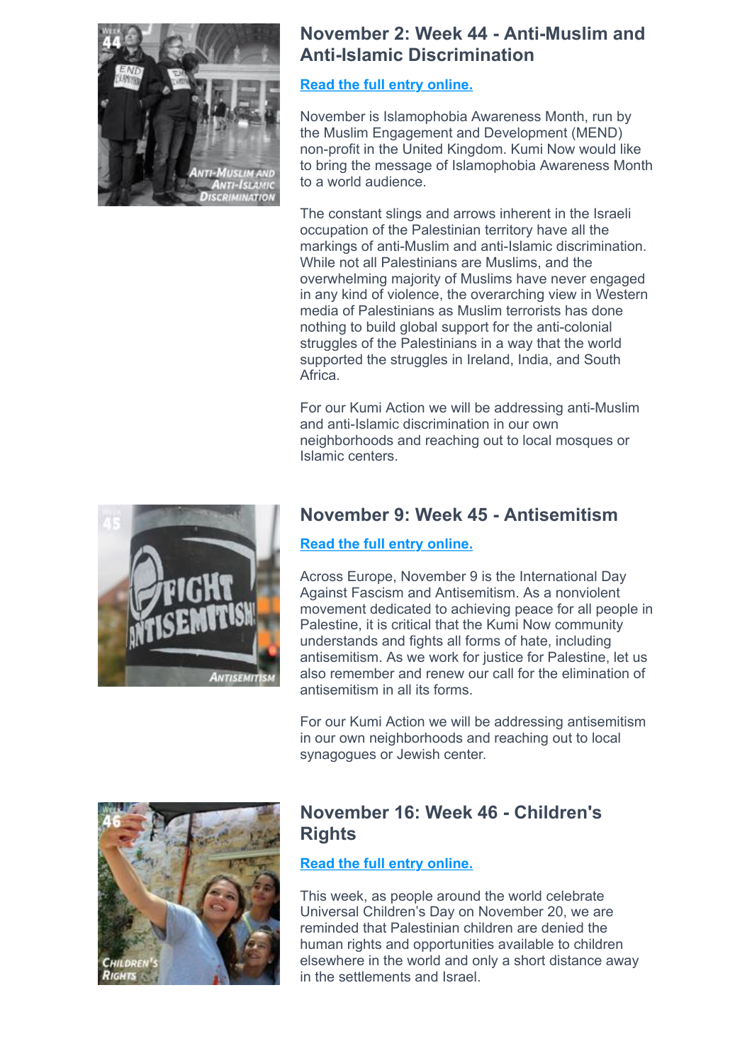## November 2: Week 44 - Anti-Muslim and Anti-Islamic Discrimination

**Read the full entry online.**

November is Islamophobia Awareness Month, run by the Muslim Engagement and Development (MEND) non-profit in the United Kingdom. Kumi Now would like to bring the message of Islamophobia Awareness Month to a world audience.

The constant slings and arrows inherent in the Israeli occupation of the Palestinian territory have all the markings of anti-Muslim and anti-Islamic discrimination. While not all Palestinians are Muslims, and the overwhelming majority of Muslims have never engaged in any kind of violence, the overarching view in Western media of Palestinians as Muslim terrorists has done nothing to build global support for the anti-colonial struggles of the Palestinians in a way that the world supported the struggles in Ireland, India, and South Africa.

For our Kumi Action we will be addressing anti-Muslim and anti-Islamic discrimination in our own neighborhoods and reaching out to local mosques or Islamic centers.

## November 9: Week 45 - Antisemitism

**Read the full entry online.**

Across Europe, November 9 is the International Day Against Fascism and Antisemitism. As a nonviolent movement dedicated to achieving peace for all people in Palestine, it is critical that the Kumi Now community understands and fights all forms of hate, including antisemitism. As we work for justice for Palestine, let us also remember and renew our call for the elimination of antisemitism in all its forms.

For our Kumi Action we will be addressing antisemitism in our own neighborhoods and reaching out to local synagogues or Jewish center.

## November 16: Week 46 - Children's Rights

**Read the full entry online.**

This week, as people around the world celebrate Universal Children's Day on November 20, we are reminded that Palestinian children are denied the human rights and opportunities available to children elsewhere in the world and only a short distance away in the settlements and Israel.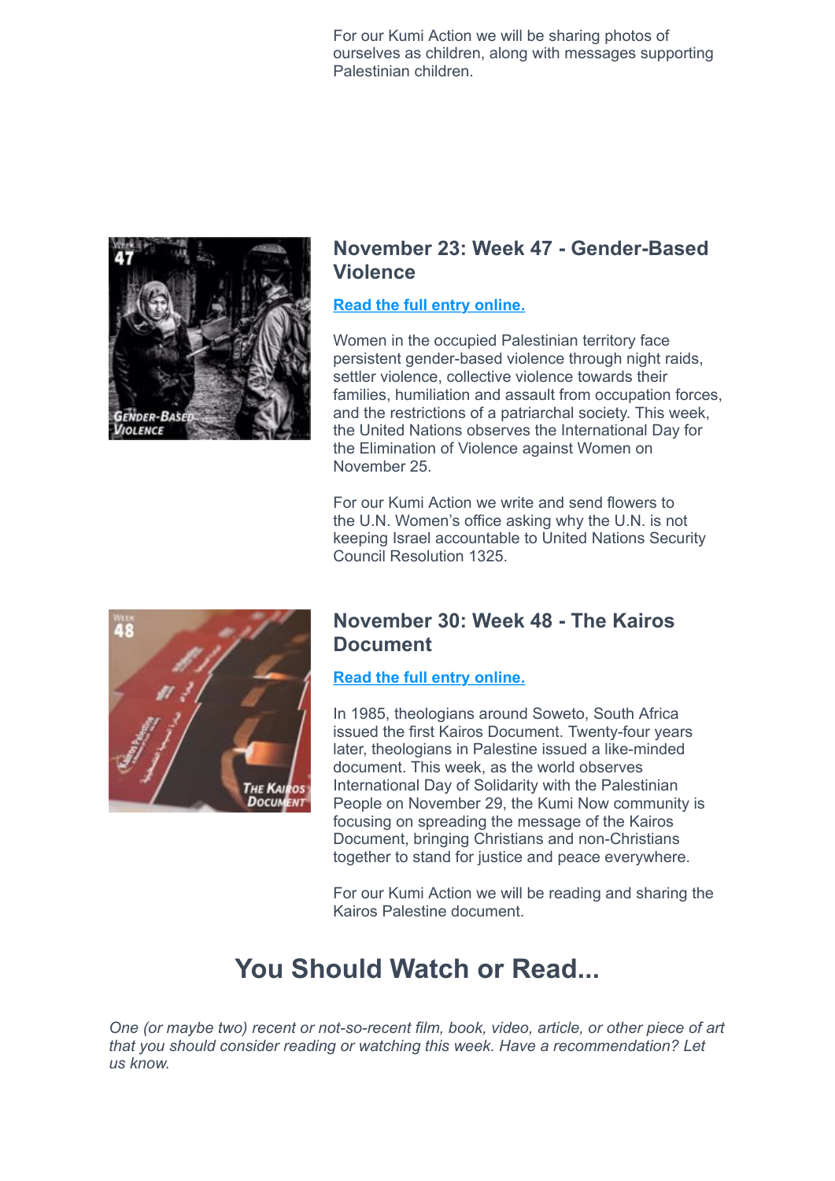For our Kumi Action we will be sharing photos of ourselves as children, along with messages supporting Palestinian children.

## November 23: Week 47 - Gender-Based Violence

**Read the full entry online.**

Women in the occupied Palestinian territory face persistent gender-based violence through night raids, settler violence, collective violence towards their families, humiliation and assault from occupation forces, and the restrictions of a patriarchal society. This week, the United Nations observes the International Day for the Elimination of Violence against Women on November 25.

For our Kumi Action we write and send flowers to the U.N. Women's office asking why the U.N. is not keeping Israel accountable to United Nations Security Council Resolution 1325.

## November 30: Week 48 - The Kairos Document

**Read the full entry online.**

In 1985, theologians around Soweto, South Africa issued the first Kairos Document. Twenty-four years later, theologians in Palestine issued a like-minded document. This week, as the world observes International Day of Solidarity with the Palestinian People on November 29, the Kumi Now community is focusing on spreading the message of the Kairos Document, bringing Christians and non-Christians together to stand for justice and peace everywhere.

For our Kumi Action we will be reading and sharing the Kairos Palestine document.

# You Should Watch or Read...

*One (or maybe two) recent or not-so-recent film, book, video, article, or other piece of art that you should consider reading or watching this week. Have a recommendation? Let us know.*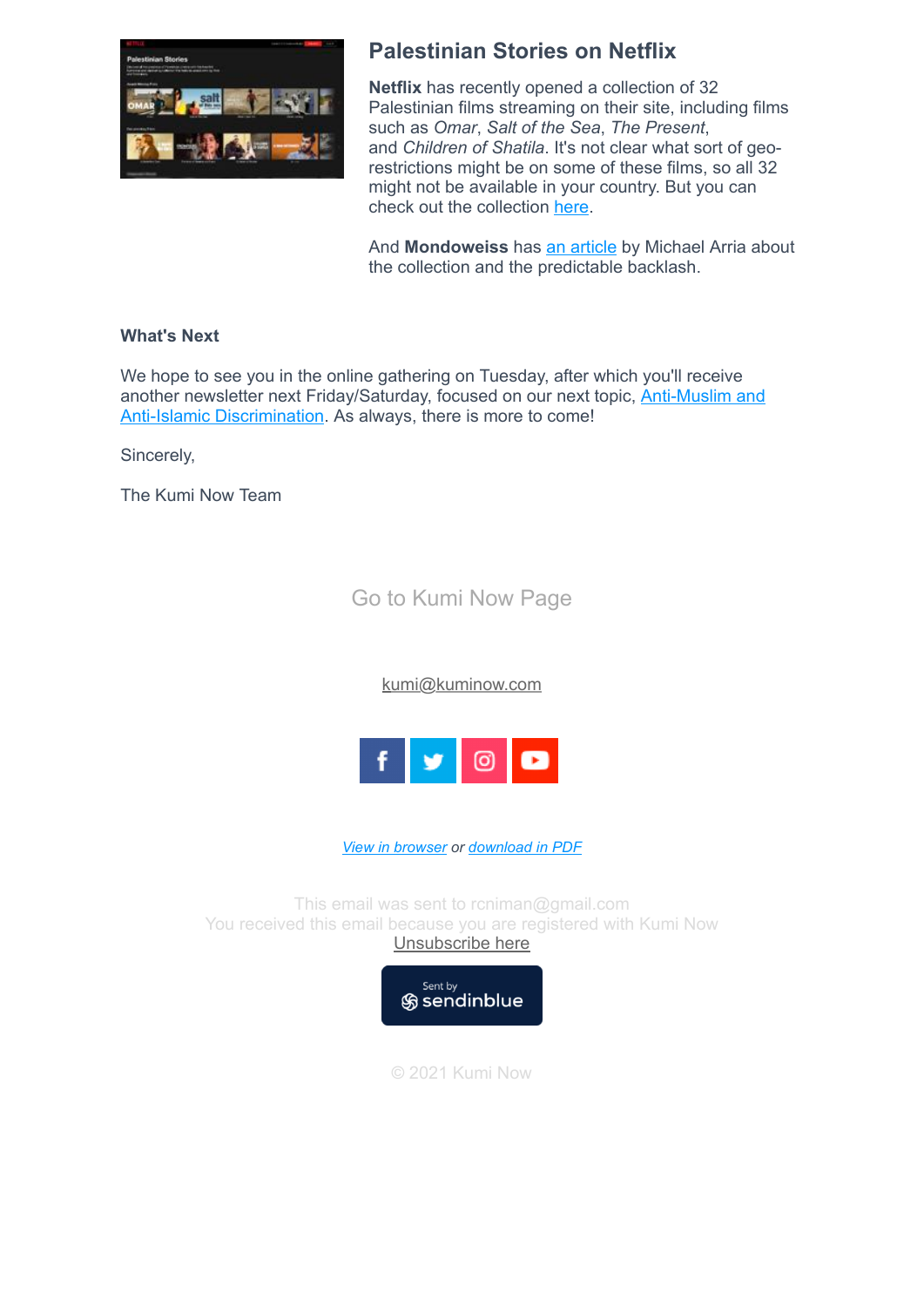## Palestinian Stories on Netflix

**Netflix** has recently opened a collection of 32 Palestinian films streaming on their site, including films such as *Omar*, *Salt of the Sea*, *The Present*, and *Children of Shatila*. It's not clear what sort of geo-restrictions might be on some of these films, so all 32 might not be available in your country. But you can check out the collection here.

And **Mondoweiss** has an article by Michael Arria about the collection and the predictable backlash.

**What's Next**

We hope to see you in the online gathering on Tuesday, after which you'll receive another newsletter next Friday/Saturday, focused on our next topic, Anti-Muslim and Anti-Islamic Discrimination. As always, there is more to come!

Sincerely,

The Kumi Now Team

Go to Kumi Now Page

kumi@kuminow.com

*View in browser* or *download in PDF*

This email was sent to rcniman@gmail.com
You received this email because you are registered with Kumi Now
Unsubscribe here

Sent by sendinblue

© 2021 Kumi Now